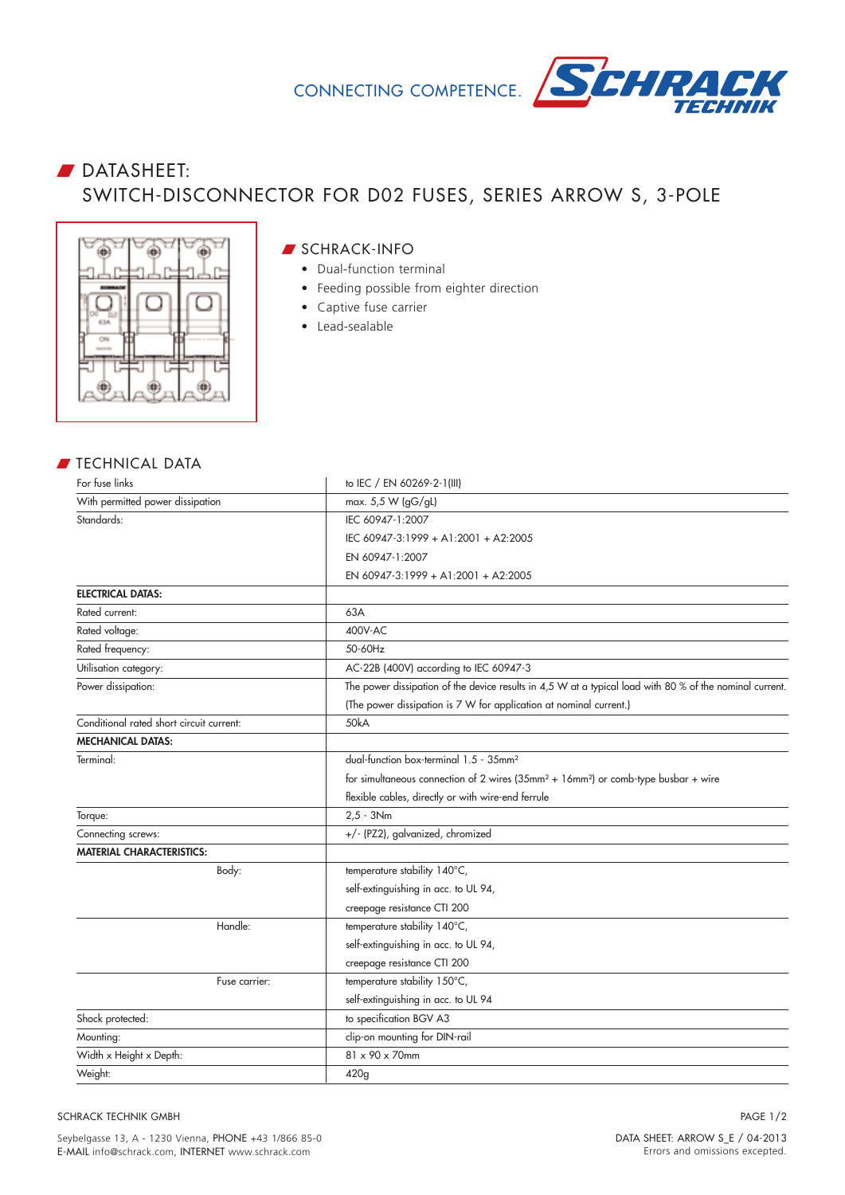CONNECTING COMPETENCE.

# DATASHEET:
# SWITCH-DISCONNECTOR FOR D02 FUSES, SERIES ARROW S, 3-POLE

## SCHRACK-INFO

- Dual-function terminal
- Feeding possible from eighter direction
- Captive fuse carrier
- Lead-sealable

## TECHNICAL DATA

| | |
|---|---|
| For fuse links | to IEC / EN 60269-2-1(III) |
| With permitted power dissipation | max. 5,5 W (gG/gL) |
| Standards: | IEC 60947-1:2007 |
| | IEC 60947-3:1999 + A1:2001 + A2:2005 |
| | EN 60947-1:2007 |
| | EN 60947-3:1999 + A1:2001 + A2:2005 |
| **ELECTRICAL DATAS:** | |
| Rated current: | 63A |
| Rated voltage: | 400V-AC |
| Rated frequency: | 50-60Hz |
| Utilisation category: | AC-22B (400V) according to IEC 60947-3 |
| Power dissipation: | The power dissipation of the device results in 4,5 W at a typical load with 80 % of the nominal current. |
| | (The power dissipation is 7 W for application at nominal current.) |
| Conditional rated short circuit current: | 50kA |
| **MECHANICAL DATAS:** | |
| Terminal: | dual-function box-terminal 1.5 - 35mm² |
| | for simultaneous connection of 2 wires (35mm² + 16mm²) or comb-type busbar + wire |
| | flexible cables, directly or with wire-end ferrule |
| Torque: | 2,5 - 3Nm |
| Connecting screws: | +/- (PZ2), galvanized, chromized |
| **MATERIAL CHARACTERISTICS:** | |
| Body: | temperature stability 140°C, |
| | self-extinguishing in acc. to UL 94, |
| | creepage resistance CTI 200 |
| Handle: | temperature stability 140°C, |
| | self-extinguishing in acc. to UL 94, |
| | creepage resistance CTI 200 |
| Fuse carrier: | temperature stability 150°C, |
| | self-extinguishing in acc. to UL 94 |
| Shock protected: | to specification BGV A3 |
| Mounting: | clip-on mounting for DIN-rail |
| Width x Height x Depth: | 81 x 90 x 70mm |
| Weight: | 420g |

SCHRACK TECHNIK GMBH

Seybelgasse 13, A - 1230 Vienna, PHONE +43 1/866 85-0
E-MAIL info@schrack.com, INTERNET www.schrack.com

DATA SHEET: ARROW S_E / 04-2013
Errors and omissions excepted.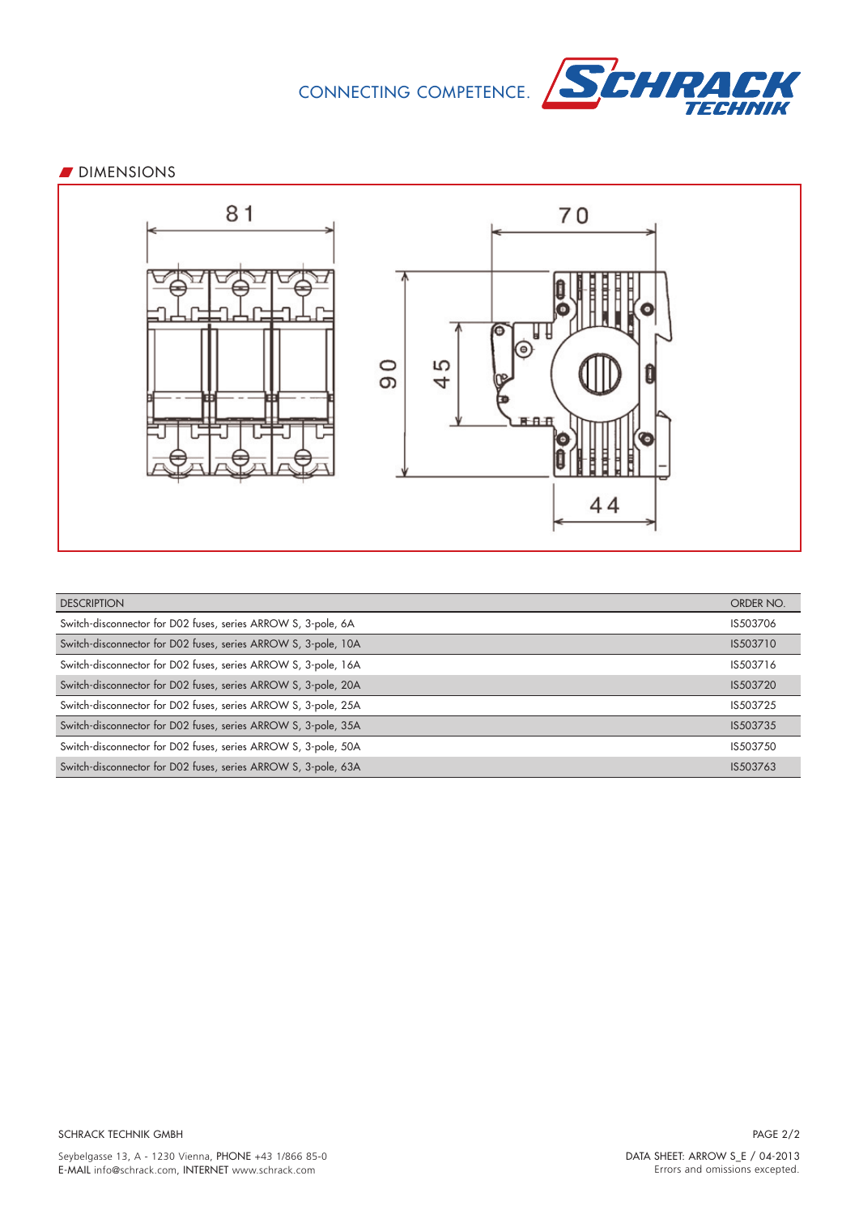## DIMENSIONS

81

70

90

45

44

| DESCRIPTION | ORDER NO. |
|---|---|
| Switch-disconnector for D02 fuses, series ARROW S, 3-pole, 6A | IS503706 |
| Switch-disconnector for D02 fuses, series ARROW S, 3-pole, 10A | IS503710 |
| Switch-disconnector for D02 fuses, series ARROW S, 3-pole, 16A | IS503716 |
| Switch-disconnector for D02 fuses, series ARROW S, 3-pole, 20A | IS503720 |
| Switch-disconnector for D02 fuses, series ARROW S, 3-pole, 25A | IS503725 |
| Switch-disconnector for D02 fuses, series ARROW S, 3-pole, 35A | IS503735 |
| Switch-disconnector for D02 fuses, series ARROW S, 3-pole, 50A | IS503750 |
| Switch-disconnector for D02 fuses, series ARROW S, 3-pole, 63A | IS503763 |

SCHRACK TECHNIK GMBH

Seybelgasse 13, A - 1230 Vienna, PHONE +43 1/866 85-0
E-MAIL info@schrack.com, INTERNET www.schrack.com

DATA SHEET: ARROW S_E / 04-2013
Errors and omissions excepted.